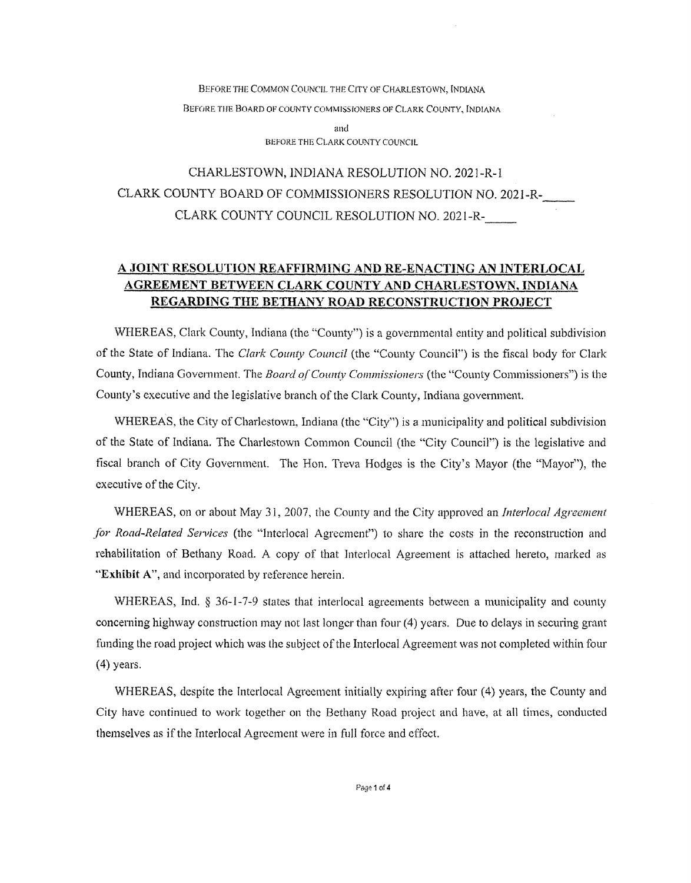BEFORE THE COMMON COUNCIL THE CITY OF CHARLESTOWN, INDIANA

BEFORE THE BOARD OF COUNTY COMMISSIONERS OF CLARK COUNTY, INDIANA

and

BEFORE THE CLARK COUNTY COUNCIL

CHARLESTOWN, INDIANA RESOLUTION NO. 2021-R-1

CLARK COUNTY BOARD OF COMMISSIONERS RESOLUTION NO. 2021-R-\_\_\_\_

CLARK COUNTY COUNCIL RESOLUTION NO. 2021-R-\_\_\_\_

# A JOINT RESOLUTION REAFFIRMING AND RE-ENACTING AN INTERLOCAL AGREEMENT BETWEEN CLARK COUNTY AND CHARLESTOWN, INDIANA REGARDING THE BETHANY ROAD RECONSTRUCTION PROJECT

WHEREAS, Clark County, Indiana (the "County") is a governmental entity and political subdivision of the State of Indiana. The *Clark County Council* (the "County Council") is the fiscal body for Clark County, Indiana Government. The *Board of County Commissioners* (the "County Commissioners") is the County's executive and the legislative branch of the Clark County, Indiana government.

WHEREAS, the City of Charlestown, Indiana (the "City") is a municipality and political subdivision of the State of Indiana. The Charlestown Common Council (the "City Council") is the legislative and fiscal branch of City Government. The Hon. Treva Hodges is the City's Mayor (the "Mayor"), the executive of the City.

WHEREAS, on or about May 31, 2007, the County and the City approved an *Interlocal Agreement for Road-Related Services* (the "Interlocal Agreement") to share the costs in the reconstruction and rehabilitation of Bethany Road. A copy of that Interlocal Agreement is attached hereto, marked as **"Exhibit A"**, and incorporated by reference herein.

WHEREAS, Ind. § 36-1-7-9 states that interlocal agreements between a municipality and county concerning highway construction may not last longer than four (4) years. Due to delays in securing grant funding the road project which was the subject of the Interlocal Agreement was not completed within four (4) years.

WHEREAS, despite the Interlocal Agreement initially expiring after four (4) years, the County and City have continued to work together on the Bethany Road project and have, at all times, conducted themselves as if the Interlocal Agreement were in full force and effect.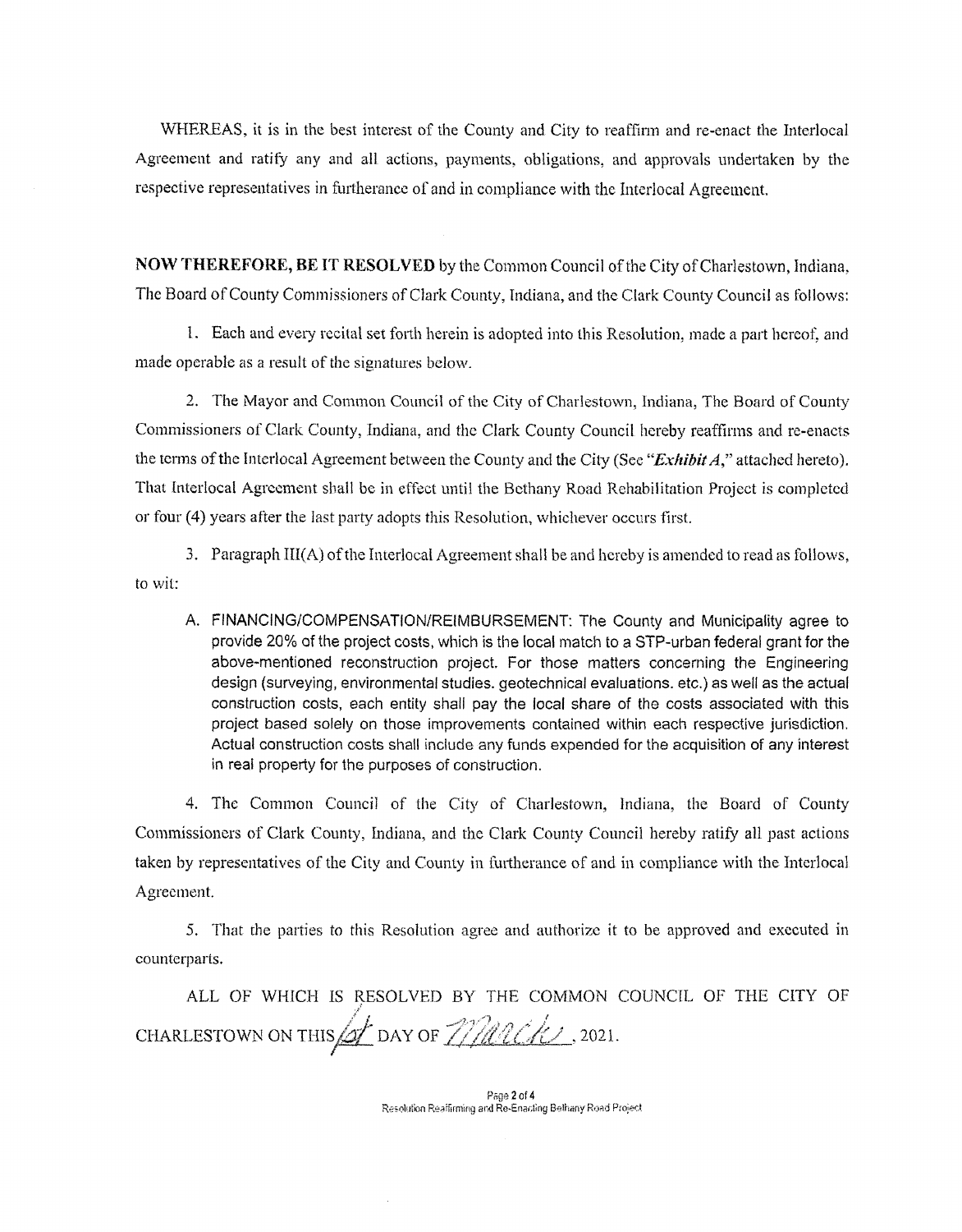WHEREAS, it is in the best interest of the County and City to reaffirm and re-enact the Interlocal Agreement and ratify any and all actions, payments, obligations, and approvals undertaken by the respective representatives in furtherance of and in compliance with the Interlocal Agreement.

**NOW THEREFORE, BE IT RESOLVED** by the Common Council of the City of Charlestown, Indiana, The Board of County Commissioners of Clark County, Indiana, and the Clark County Council as follows:

1. Each and every recital set forth herein is adopted into this Resolution, made a part hereof, and made operable as a result of the signatures below.

2. The Mayor and Common Council of the City of Charlestown, Indiana, The Board of County Commissioners of Clark County, Indiana, and the Clark County Council hereby reaffirms and re-enacts the terms of the Interlocal Agreement between the County and the City (See "***Exhibit A***," attached hereto). That Interlocal Agreement shall be in effect until the Bethany Road Rehabilitation Project is completed or four (4) years after the last party adopts this Resolution, whichever occurs first.

3. Paragraph III(A) of the Interlocal Agreement shall be and hereby is amended to read as follows, to wit:

   A. FINANCING/COMPENSATION/REIMBURSEMENT: The County and Municipality agree to provide 20% of the project costs, which is the local match to a STP-urban federal grant for the above-mentioned reconstruction project. For those matters concerning the Engineering design (surveying, environmental studies. geotechnical evaluations. etc.) as well as the actual construction costs, each entity shall pay the local share of the costs associated with this project based solely on those improvements contained within each respective jurisdiction. Actual construction costs shall include any funds expended for the acquisition of any interest in real property for the purposes of construction.

4. The Common Council of the City of Charlestown, Indiana, the Board of County Commissioners of Clark County, Indiana, and the Clark County Council hereby ratify all past actions taken by representatives of the City and County in furtherance of and in compliance with the Interlocal Agreement.

5. That the parties to this Resolution agree and authorize it to be approved and executed in counterparts.

ALL OF WHICH IS RESOLVED BY THE COMMON COUNCIL OF THE CITY OF CHARLESTOWN ON THIS 1st DAY OF March, 2021.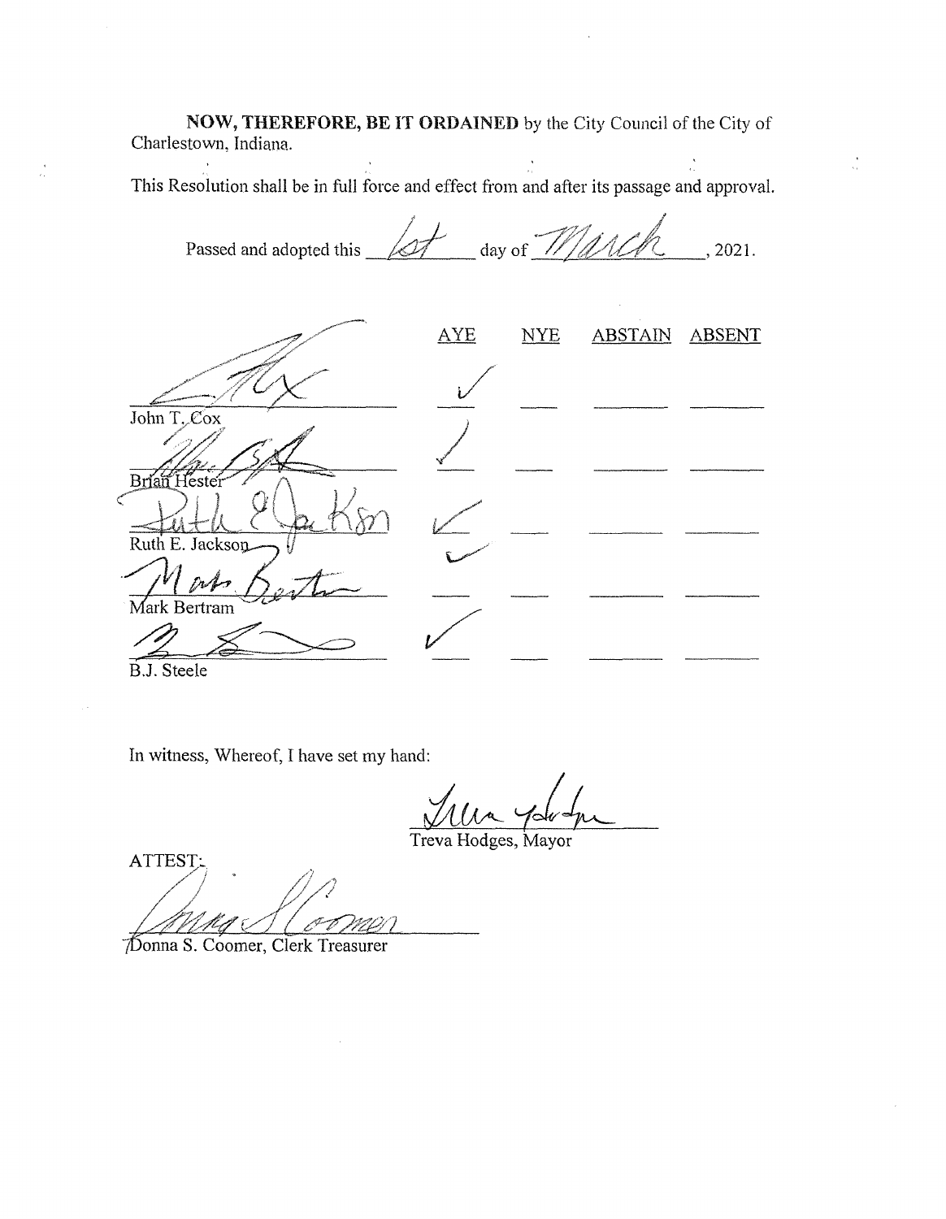**NOW, THEREFORE, BE IT ORDAINED** by the City Council of the City of Charlestown, Indiana.

This Resolution shall be in full force and effect from and after its passage and approval.

Passed and adopted this 1st day of March, 2021.

| | AYE | NYE | ABSTAIN | ABSENT |
|---|---|---|---|---|
| John T. Cox | ✓ | | | |
| Brian Hester | ✓ | | | |
| Ruth E. Jackson | ✓ | | | |
| Mark Bertram | ✓ | | | |
| B.J. Steele | ✓ | | | |

In witness, Whereof, I have set my hand:

Treva Hodges, Mayor

ATTEST:

Donna S. Coomer, Clerk Treasurer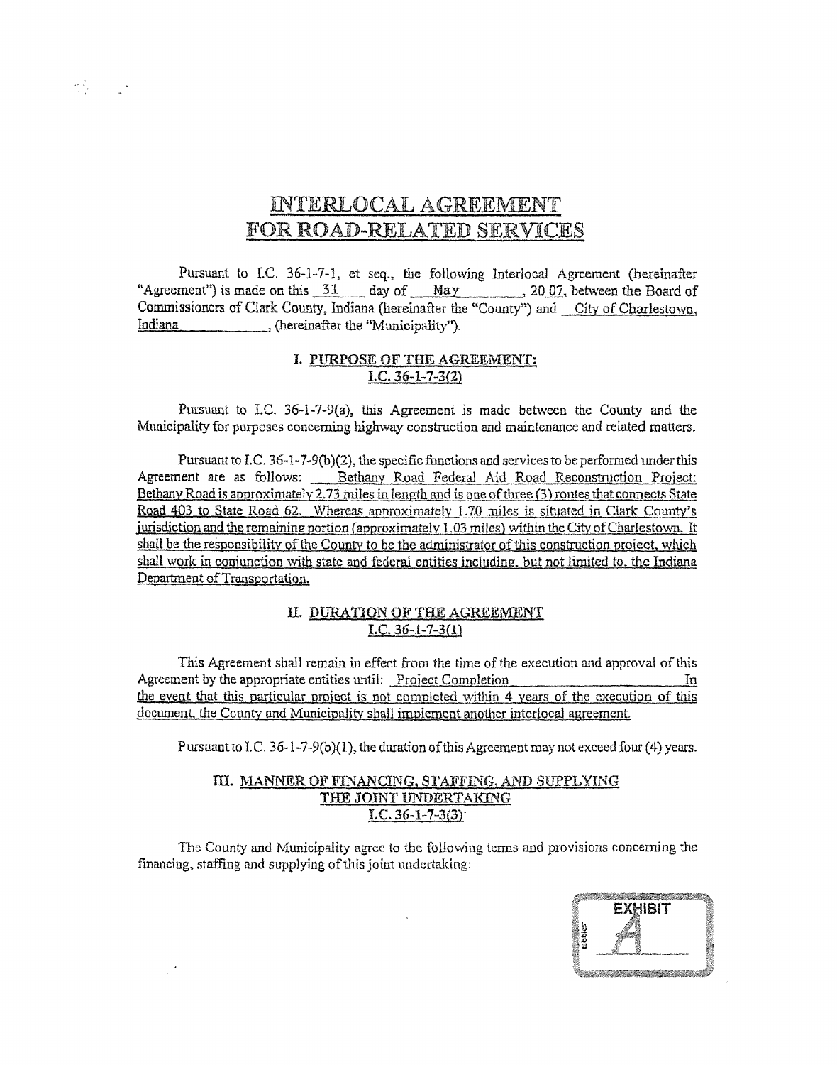# INTERLOCAL AGREEMENT FOR ROAD-RELATED SERVICES

Pursuant to I.C. 36-1-7-1, et seq., the following Interlocal Agreement (hereinafter "Agreement") is made on this 31 day of May, 20 07, between the Board of Commissioners of Clark County, Indiana (hereinafter the "County") and City of Charlestown, Indiana, (hereinafter the "Municipality").

## I. PURPOSE OF THE AGREEMENT: I.C. 36-1-7-3(2)

Pursuant to I.C. 36-1-7-9(a), this Agreement is made between the County and the Municipality for purposes concerning highway construction and maintenance and related matters.

Pursuant to I.C. 36-1-7-9(b)(2), the specific functions and services to be performed under this Agreement are as follows: Bethany Road Federal Aid Road Reconstruction Project: Bethany Road is approximately 2.73 miles in length and is one of three (3) routes that connects State Road 403 to State Road 62. Whereas approximately 1.70 miles is situated in Clark County's jurisdiction and the remaining portion (approximately 1.03 miles) within the City of Charlestown. It shall be the responsibility of the County to be the administrator of this construction project, which shall work in conjunction with state and federal entities including, but not limited to, the Indiana Department of Transportation.

## II. DURATION OF THE AGREEMENT I.C. 36-1-7-3(1)

This Agreement shall remain in effect from the time of the execution and approval of this Agreement by the appropriate entities until: Project Completion In the event that this particular project is not completed within 4 years of the execution of this document, the County and Municipality shall implement another interlocal agreement.

Pursuant to I.C. 36-1-7-9(b)(1), the duration of this Agreement may not exceed four (4) years.

## III. MANNER OF FINANCING, STAFFING, AND SUPPLYING THE JOINT UNDERTAKING I.C. 36-1-7-3(3)

The County and Municipality agree to the following terms and provisions concerning the financing, staffing and supplying of this joint undertaking:

EXHIBIT A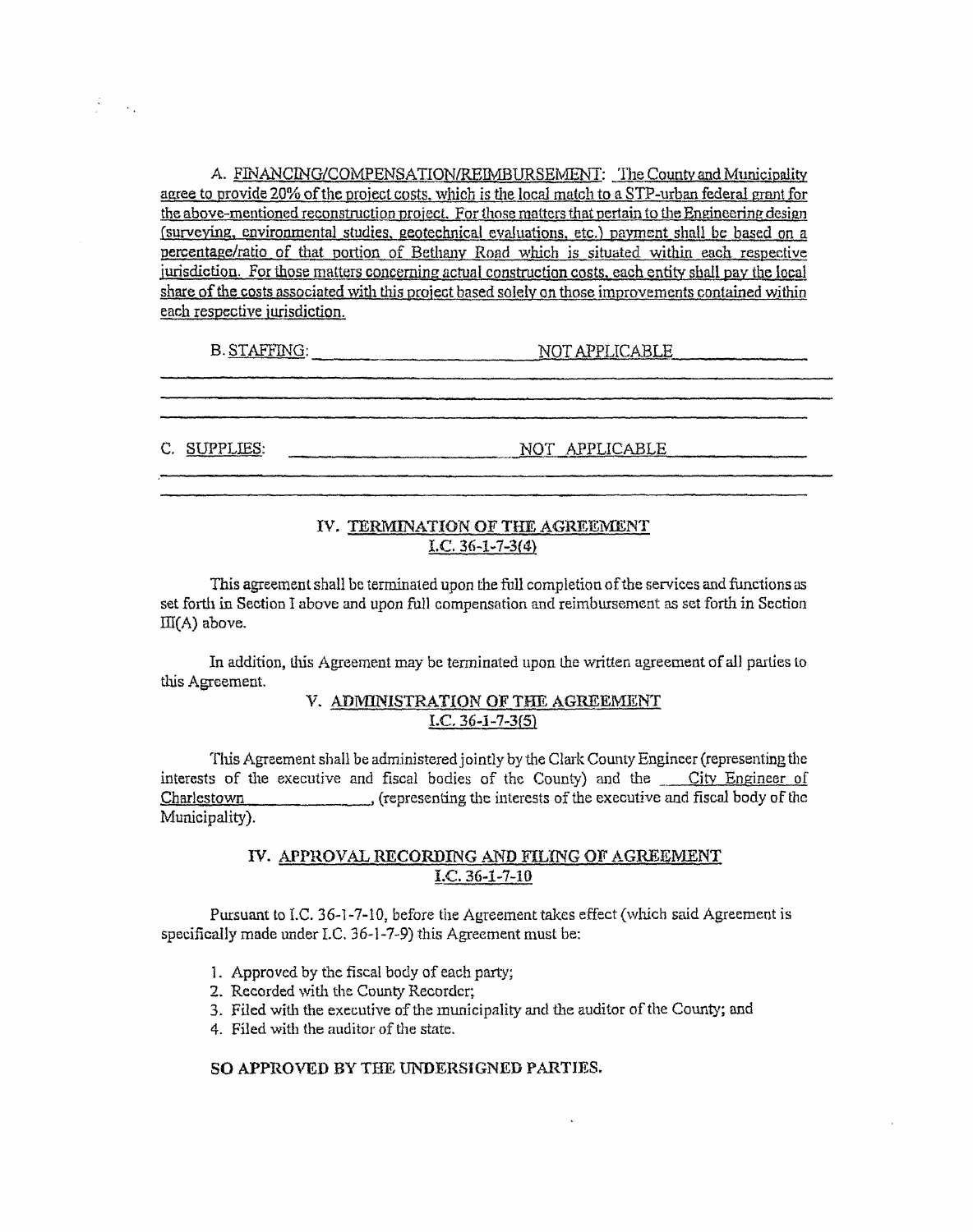A. FINANCING/COMPENSATION/REIMBURSEMENT: The County and Municipality agree to provide 20% of the project costs, which is the local match to a STP-urban federal grant for the above-mentioned reconstruction project. For those matters that pertain to the Engineering design (surveying, environmental studies, geotechnical evaluations, etc.) payment shall be based on a percentage/ratio of that portion of Bethany Road which is situated within each respective jurisdiction. For those matters concerning actual construction costs, each entity shall pay the local share of the costs associated with this project based solely on those improvements contained within each respective jurisdiction.

B. STAFFING: NOT APPLICABLE

C. SUPPLIES: NOT APPLICABLE

## IV. TERMINATION OF THE AGREEMENT I.C. 36-1-7-3(4)

This agreement shall be terminated upon the full completion of the services and functions as set forth in Section I above and upon full compensation and reimbursement as set forth in Section III(A) above.

In addition, this Agreement may be terminated upon the written agreement of all parties to this Agreement.

## V. ADMINISTRATION OF THE AGREEMENT I.C. 36-1-7-3(5)

This Agreement shall be administered jointly by the Clark County Engineer (representing the interests of the executive and fiscal bodies of the County) and the City Engineer of Charlestown, (representing the interests of the executive and fiscal body of the Municipality).

## IV. APPROVAL RECORDING AND FILING OF AGREEMENT I.C. 36-1-7-10

Pursuant to I.C. 36-1-7-10, before the Agreement takes effect (which said Agreement is specifically made under I.C. 36-1-7-9) this Agreement must be:

1. Approved by the fiscal body of each party;
2. Recorded with the County Recorder;
3. Filed with the executive of the municipality and the auditor of the County; and
4. Filed with the auditor of the state.

**SO APPROVED BY THE UNDERSIGNED PARTIES.**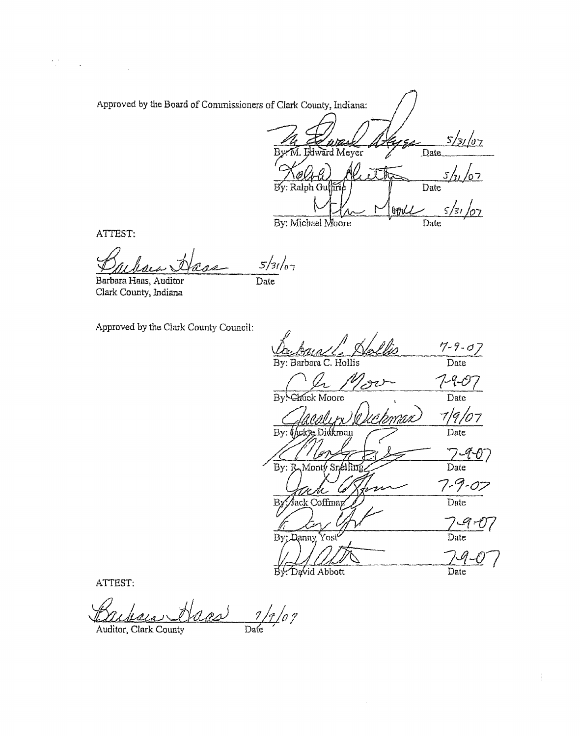Approved by the Board of Commissioners of Clark County, Indiana:

| | |
|---|---|
| By: M. Edward Meyer | Date 5/31/07 |
| By: Ralph Guthrie | Date 5/31/07 |
| By: Michael Moore | Date 5/31/07 |

ATTEST:

Barbara Haas, Auditor — Date 5/31/07
Clark County, Indiana

Approved by the Clark County Council:

| | |
|---|---|
| By: Barbara C. Hollis | Date 7-9-07 |
| By: Chuck Moore | Date 7-9-07 |
| By: Jackie Dickman | Date 7/9/07 |
| By: R. Monty Snelling | Date 7-9-07 |
| By: Jack Coffman | Date 7-9-07 |
| By: Danny Yost | Date 7-9-07 |
| By: David Abbott | Date 7-9-07 |

ATTEST:

Auditor, Clark County — Date 7/9/07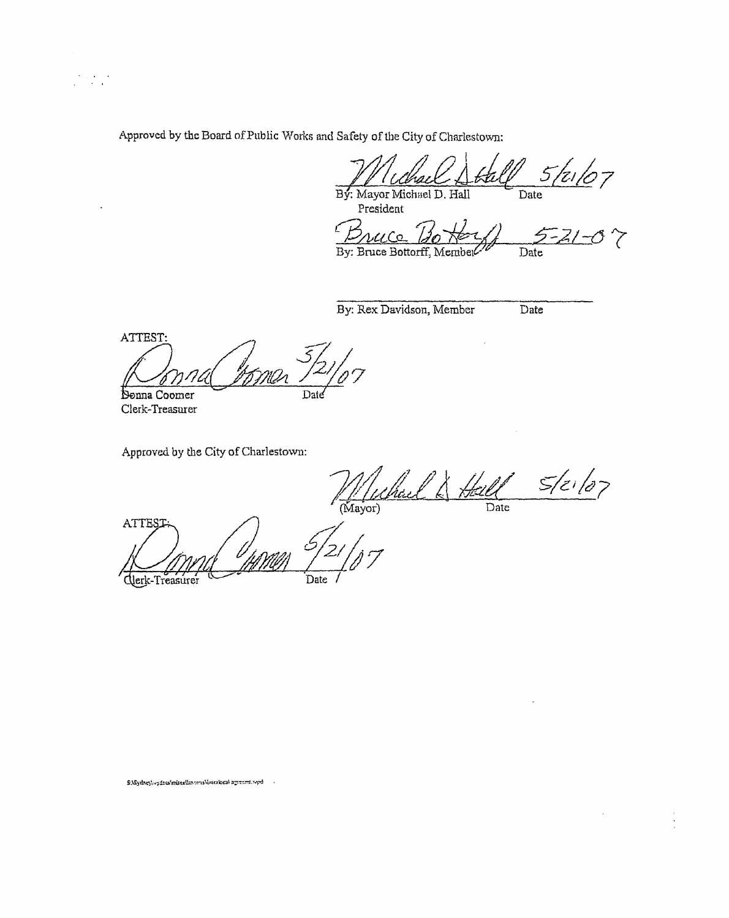Approved by the Board of Public Works and Safety of the City of Charlestown:

Michael D. Hall 5/21/07

By: Mayor Michael D. Hall — Date
President

Bruce Bottorff 5-21-07

By: Bruce Bottorff, Member — Date

By: Rex Davidson, Member — Date

ATTEST:

Donna Coomer 5/21/07

Donna Coomer — Date
Clerk-Treasurer

Approved by the City of Charlestown:

Michael D. Hall 5/21/07

(Mayor) — Date

ATTEST:

Donna Coomer 5/21/07

Clerk-Treasurer — Date

S:\Sydney\wpdocs\miscellaneous\interlocal agreement.wpd